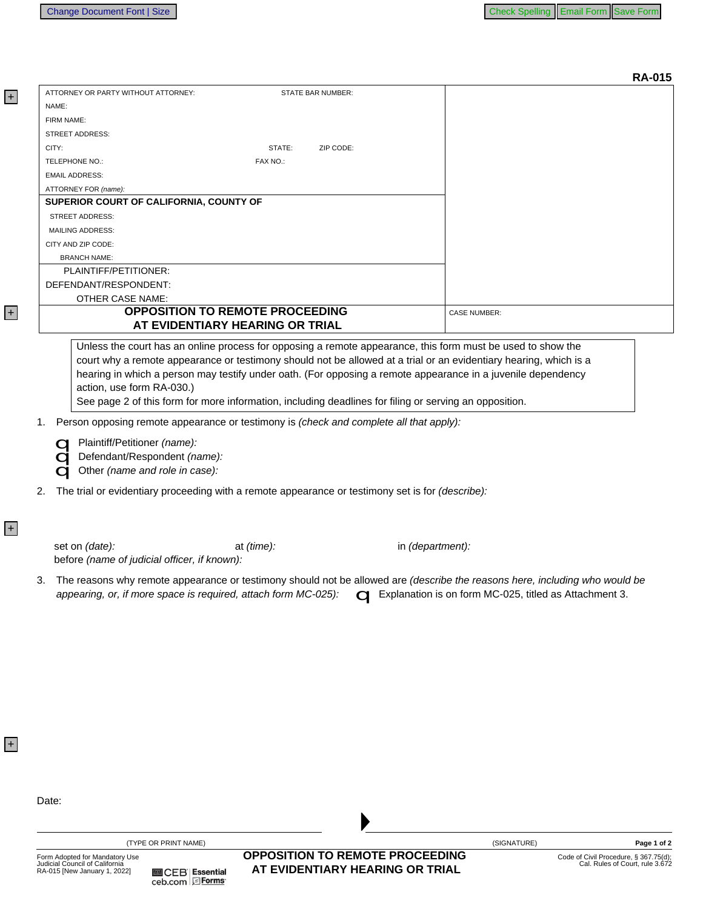**RA-015**

| ATTORNEY OR PARTY WITHOUT ATTORNEY: | STATE BAR NUMBER: |
|---|---|
| NAME: | |
| FIRM NAME: | |
| STREET ADDRESS: | |
| CITY: | STATE: ZIP CODE: |
| TELEPHONE NO.: | FAX NO.: |
| EMAIL ADDRESS: | |
| ATTORNEY FOR *(name):* | |

**SUPERIOR COURT OF CALIFORNIA, COUNTY OF**

STREET ADDRESS:
MAILING ADDRESS:
CITY AND ZIP CODE:
BRANCH NAME:

PLAINTIFF/PETITIONER:
DEFENDANT/RESPONDENT:
OTHER CASE NAME:

## OPPOSITION TO REMOTE PROCEEDING AT EVIDENTIARY HEARING OR TRIAL

CASE NUMBER:

> Unless the court has an online process for opposing a remote appearance, this form must be used to show the court why a remote appearance or testimony should not be allowed at a trial or an evidentiary hearing, which is a hearing in which a person may testify under oath. (For opposing a remote appearance in a juvenile dependency action, use form RA-030.)
> See page 2 of this form for more information, including deadlines for filing or serving an opposition.

1. Person opposing remote appearance or testimony is *(check and complete all that apply):*
   - ☐ Plaintiff/Petitioner *(name):*
   - ☐ Defendant/Respondent *(name):*
   - ☐ Other *(name and role in case):*

2. The trial or evidentiary proceeding with a remote appearance or testimony set is for *(describe):*

   set on *(date):* at *(time):* in *(department):*
   before *(name of judicial officer, if known):*

3. The reasons why remote appearance or testimony should not be allowed are *(describe the reasons here, including who would be appearing, or, if more space is required, attach form MC-025):* ☐ Explanation is on form MC-025, titled as Attachment 3.

Date:

(TYPE OR PRINT NAME) ▶ (SIGNATURE)

Form Adopted for Mandatory Use
Judicial Council of California
RA-015 [New January 1, 2022]

**OPPOSITION TO REMOTE PROCEEDING AT EVIDENTIARY HEARING OR TRIAL**

Code of Civil Procedure, § 367.75(d);
Cal. Rules of Court, rule 3.672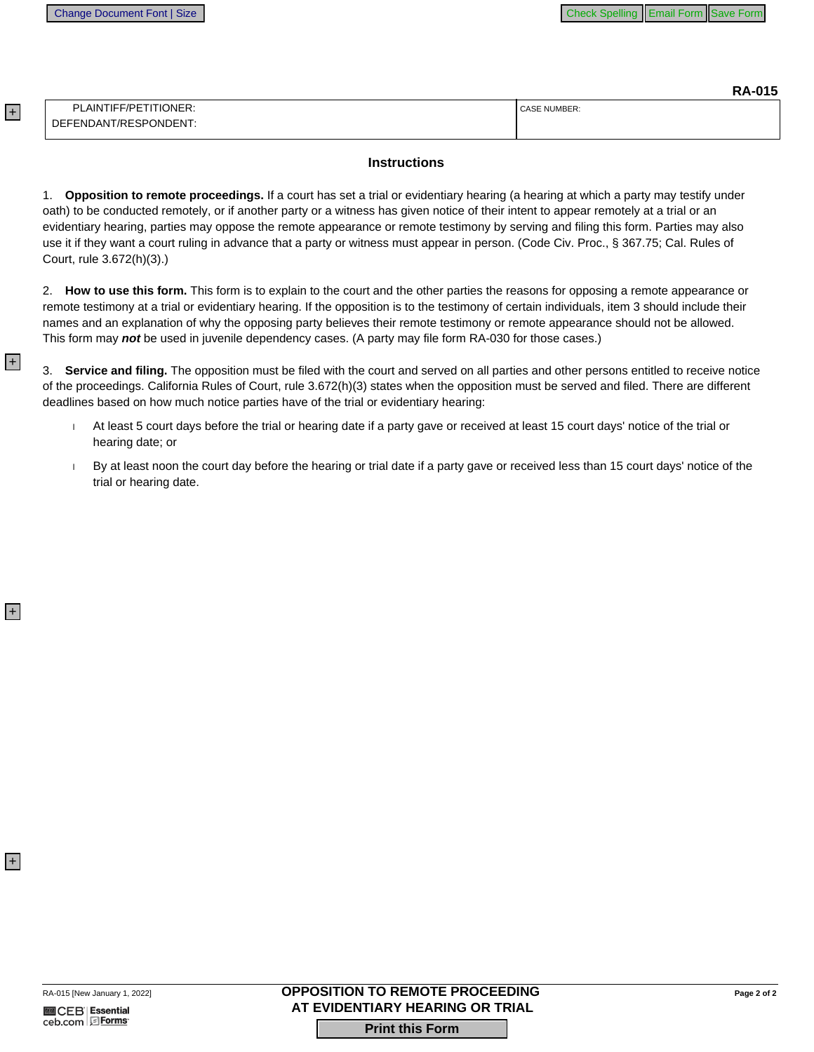RA-015

| PLAINTIFF/PETITIONER: DEFENDANT/RESPONDENT: | CASE NUMBER: |
|---|---|

## Instructions

1. **Opposition to remote proceedings.** If a court has set a trial or evidentiary hearing (a hearing at which a party may testify under oath) to be conducted remotely, or if another party or a witness has given notice of their intent to appear remotely at a trial or an evidentiary hearing, parties may oppose the remote appearance or remote testimony by serving and filing this form. Parties may also use it if they want a court ruling in advance that a party or witness must appear in person. (Code Civ. Proc., § 367.75; Cal. Rules of Court, rule 3.672(h)(3).)

2. **How to use this form.** This form is to explain to the court and the other parties the reasons for opposing a remote appearance or remote testimony at a trial or evidentiary hearing. If the opposition is to the testimony of certain individuals, item 3 should include their names and an explanation of why the opposing party believes their remote testimony or remote appearance should not be allowed. This form may ***not*** be used in juvenile dependency cases. (A party may file form RA-030 for those cases.)

3. **Service and filing.** The opposition must be filed with the court and served on all parties and other persons entitled to receive notice of the proceedings. California Rules of Court, rule 3.672(h)(3) states when the opposition must be served and filed. There are different deadlines based on how much notice parties have of the trial or evidentiary hearing:

   - At least 5 court days before the trial or hearing date if a party gave or received at least 15 court days' notice of the trial or hearing date; or
   - By at least noon the court day before the hearing or trial date if a party gave or received less than 15 court days' notice of the trial or hearing date.

RA-015 [New January 1, 2022]

**OPPOSITION TO REMOTE PROCEEDING AT EVIDENTIARY HEARING OR TRIAL**